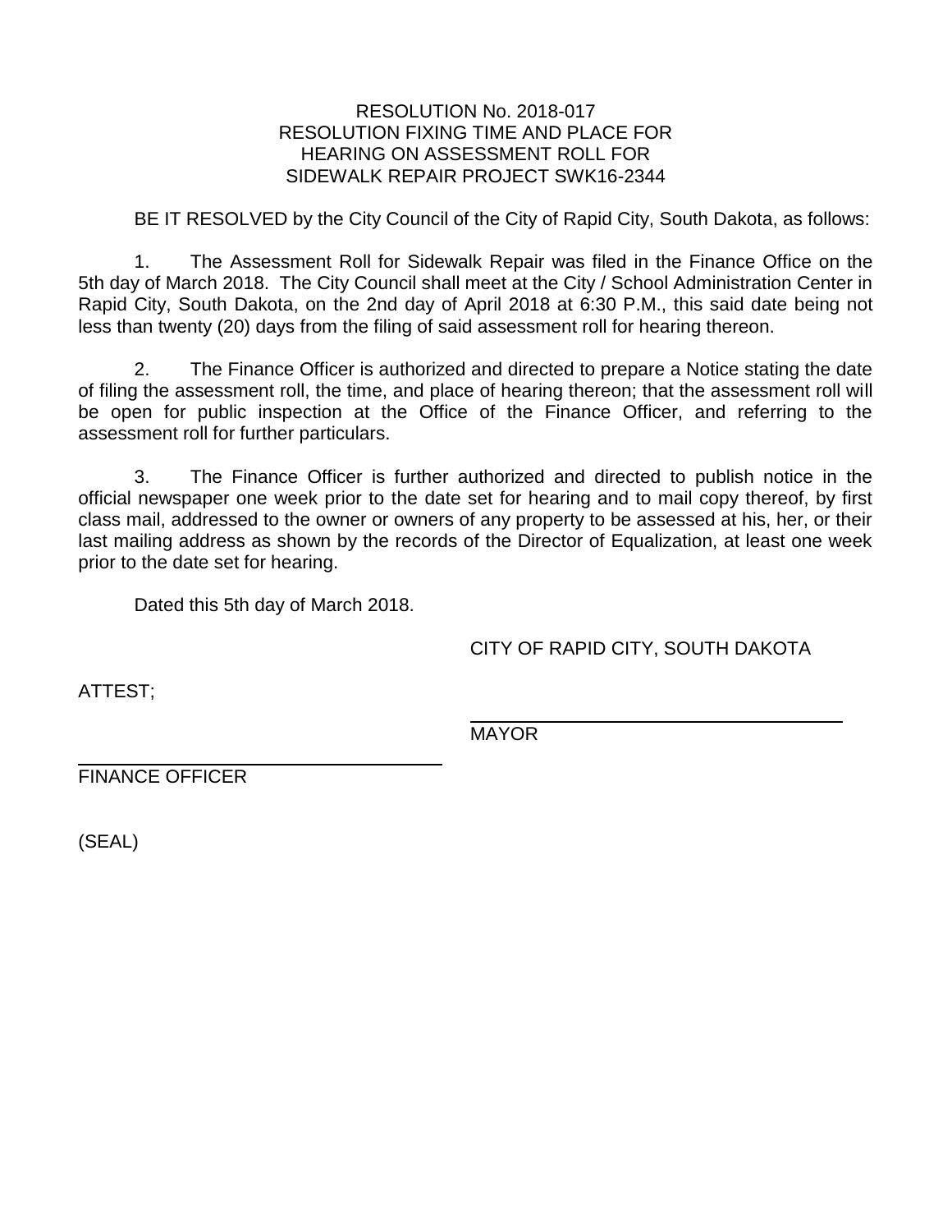# RESOLUTION No. 2018-017
# RESOLUTION FIXING TIME AND PLACE FOR HEARING ON ASSESSMENT ROLL FOR SIDEWALK REPAIR PROJECT SWK16-2344

BE IT RESOLVED by the City Council of the City of Rapid City, South Dakota, as follows:

1. The Assessment Roll for Sidewalk Repair was filed in the Finance Office on the 5th day of March 2018. The City Council shall meet at the City / School Administration Center in Rapid City, South Dakota, on the 2nd day of April 2018 at 6:30 P.M., this said date being not less than twenty (20) days from the filing of said assessment roll for hearing thereon.

2. The Finance Officer is authorized and directed to prepare a Notice stating the date of filing the assessment roll, the time, and place of hearing thereon; that the assessment roll will be open for public inspection at the Office of the Finance Officer, and referring to the assessment roll for further particulars.

3. The Finance Officer is further authorized and directed to publish notice in the official newspaper one week prior to the date set for hearing and to mail copy thereof, by first class mail, addressed to the owner or owners of any property to be assessed at his, her, or their last mailing address as shown by the records of the Director of Equalization, at least one week prior to the date set for hearing.

Dated this 5th day of March 2018.

CITY OF RAPID CITY, SOUTH DAKOTA

ATTEST;

\_\_\_\_\_\_\_\_\_\_\_\_\_\_\_\_\_\_\_\_\_\_\_\_\_\_\_\_\_\_\_\_\_\_\_\_
MAYOR

\_\_\_\_\_\_\_\_\_\_\_\_\_\_\_\_\_\_\_\_\_\_\_\_\_\_\_\_\_\_\_\_\_\_\_\_
FINANCE OFFICER

(SEAL)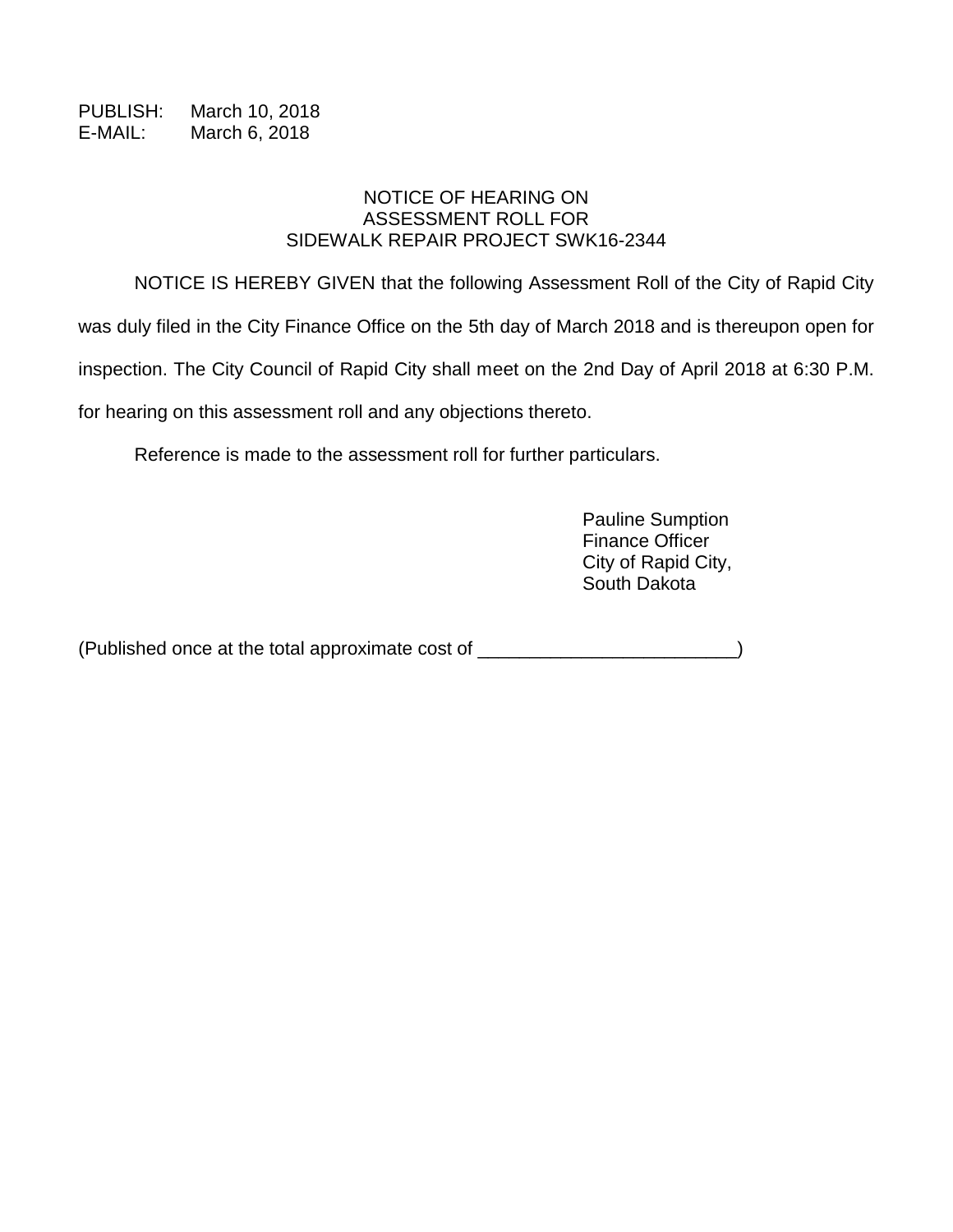PUBLISH: March 10, 2018
E-MAIL: March 6, 2018

# NOTICE OF HEARING ON ASSESSMENT ROLL FOR SIDEWALK REPAIR PROJECT SWK16-2344

NOTICE IS HEREBY GIVEN that the following Assessment Roll of the City of Rapid City was duly filed in the City Finance Office on the 5th day of March 2018 and is thereupon open for inspection. The City Council of Rapid City shall meet on the 2nd Day of April 2018 at 6:30 P.M. for hearing on this assessment roll and any objections thereto.

Reference is made to the assessment roll for further particulars.

Pauline Sumption
Finance Officer
City of Rapid City,
South Dakota

(Published once at the total approximate cost of ________________________)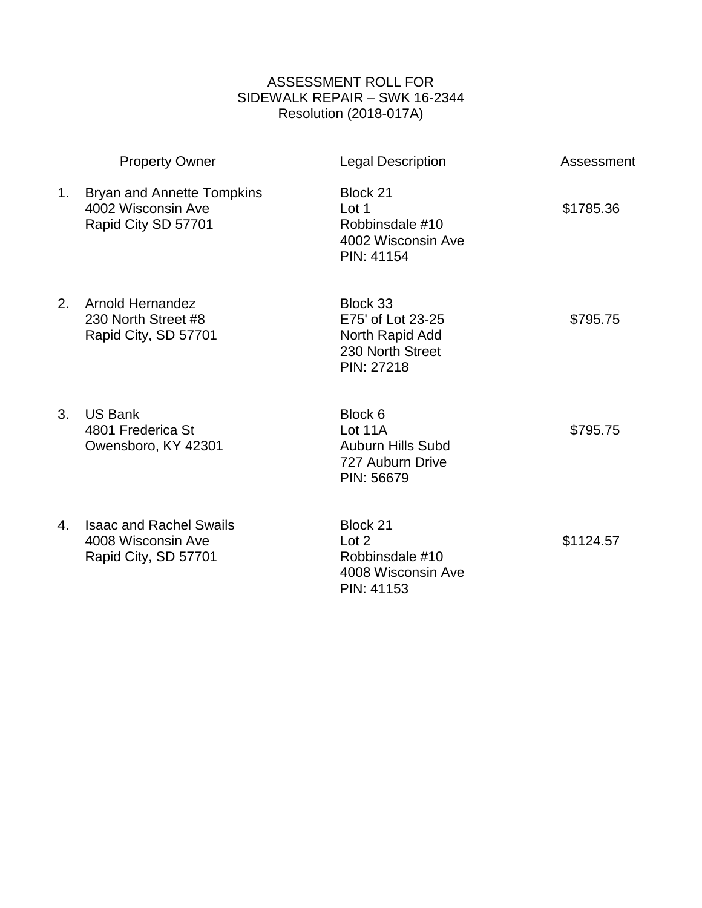# ASSESSMENT ROLL FOR
## SIDEWALK REPAIR – SWK 16-2344
### Resolution (2018-017A)

| | Property Owner | Legal Description | Assessment |
|---|---|---|---|
| 1. | Bryan and Annette Tompkins<br>4002 Wisconsin Ave<br>Rapid City SD 57701 | Block 21<br>Lot 1<br>Robbinsdale #10<br>4002 Wisconsin Ave<br>PIN: 41154 | $1785.36 |
| 2. | Arnold Hernandez<br>230 North Street #8<br>Rapid City, SD 57701 | Block 33<br>E75' of Lot 23-25<br>North Rapid Add<br>230 North Street<br>PIN: 27218 | $795.75 |
| 3. | US Bank<br>4801 Frederica St<br>Owensboro, KY 42301 | Block 6<br>Lot 11A<br>Auburn Hills Subd<br>727 Auburn Drive<br>PIN: 56679 | $795.75 |
| 4. | Isaac and Rachel Swails<br>4008 Wisconsin Ave<br>Rapid City, SD 57701 | Block 21<br>Lot 2<br>Robbinsdale #10<br>4008 Wisconsin Ave<br>PIN: 41153 | $1124.57 |